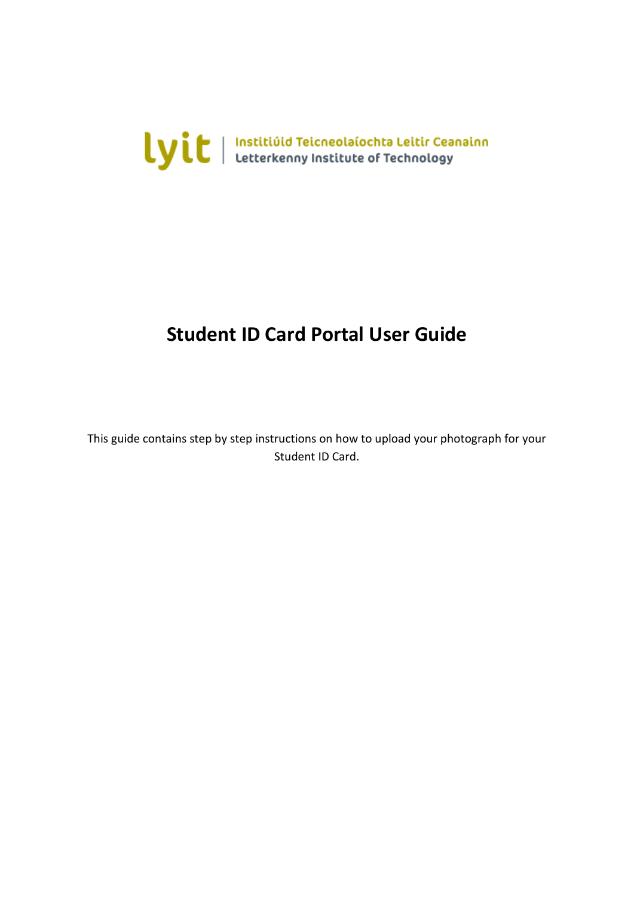lyit | Institiúid Teicneolaíochta Leitir Ceanainn
Letterkenny Institute of Technology

# Student ID Card Portal User Guide

This guide contains step by step instructions on how to upload your photograph for your Student ID Card.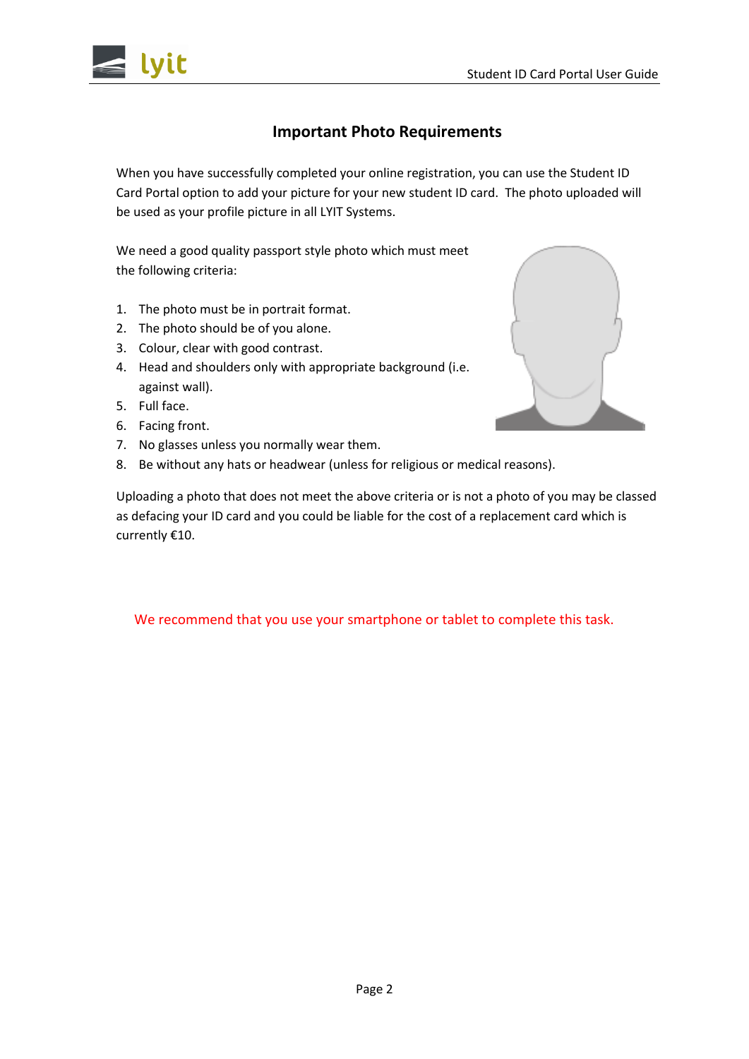## Important Photo Requirements

When you have successfully completed your online registration, you can use the Student ID Card Portal option to add your picture for your new student ID card. The photo uploaded will be used as your profile picture in all LYIT Systems.

We need a good quality passport style photo which must meet the following criteria:

1. The photo must be in portrait format.
2. The photo should be of you alone.
3. Colour, clear with good contrast.
4. Head and shoulders only with appropriate background (i.e. against wall).
5. Full face.
6. Facing front.
7. No glasses unless you normally wear them.
8. Be without any hats or headwear (unless for religious or medical reasons).

Uploading a photo that does not meet the above criteria or is not a photo of you may be classed as defacing your ID card and you could be liable for the cost of a replacement card which is currently €10.

We recommend that you use your smartphone or tablet to complete this task.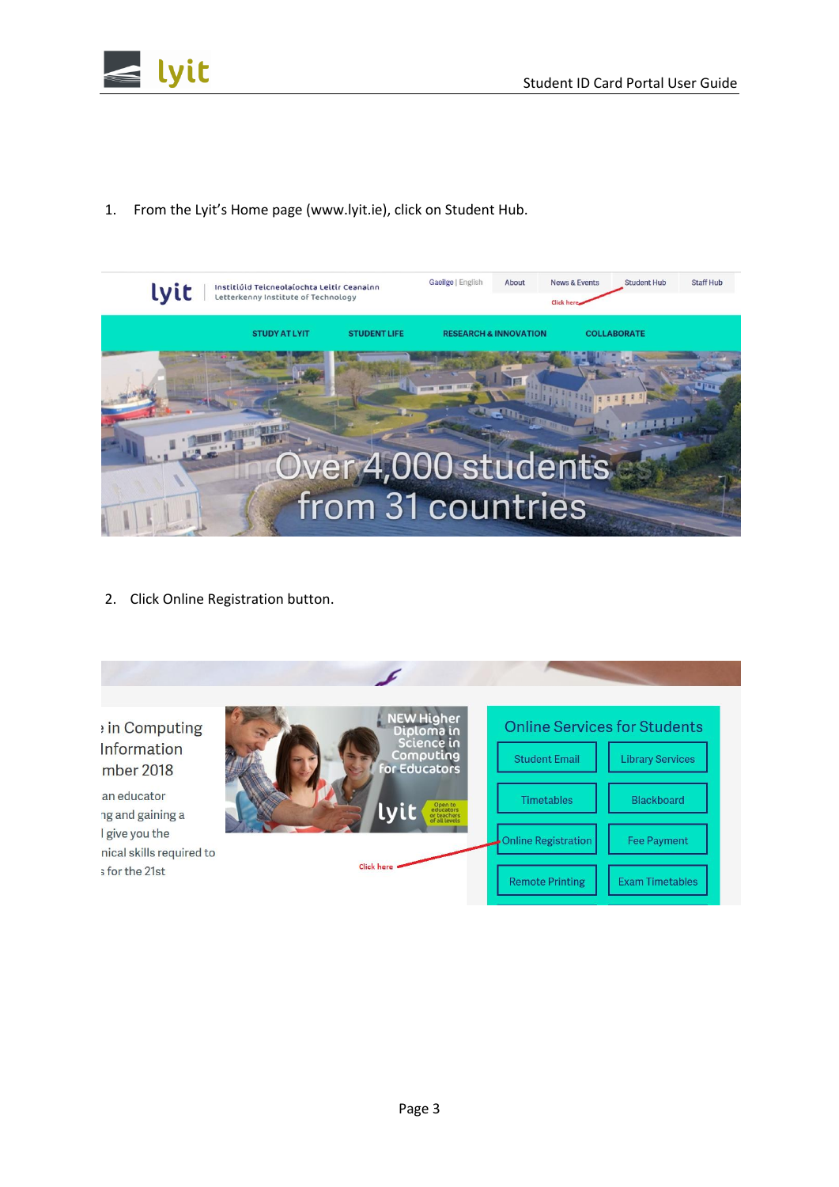1. From the Lyit's Home page (www.lyit.ie), click on Student Hub.

2. Click Online Registration button.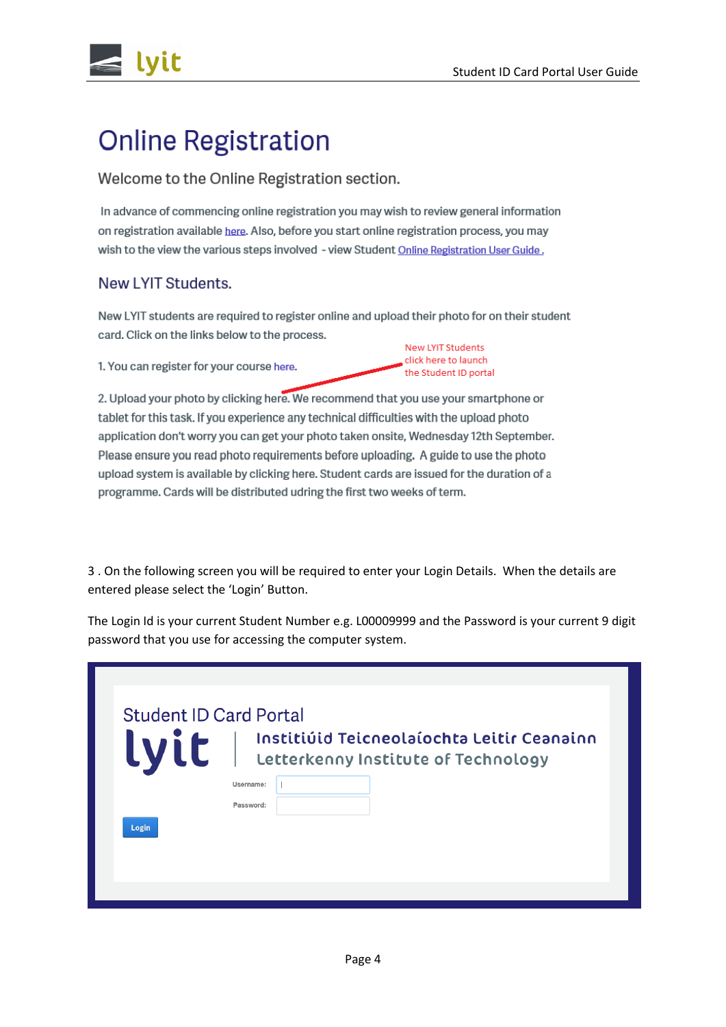# Online Registration

## Welcome to the Online Registration section.

In advance of commencing online registration you may wish to review general information on registration available here. Also, before you start online registration process, you may wish to the view the various steps involved - view Student Online Registration User Guide .

### New LYIT Students.

New LYIT students are required to register online and upload their photo for on their student card. Click on the links below to the process.

1. You can register for your course here.

New LYIT Students click here to launch the Student ID portal

2. Upload your photo by clicking here. We recommend that you use your smartphone or tablet for this task. If you experience any technical difficulties with the upload photo application don't worry you can get your photo taken onsite, Wednesday 12th September. Please ensure you read photo requirements before uploading. A guide to use the photo upload system is available by clicking here. Student cards are issued for the duration of a programme. Cards will be distributed udring the first two weeks of term.

3 . On the following screen you will be required to enter your Login Details. When the details are entered please select the 'Login' Button.

The Login Id is your current Student Number e.g. L00009999 and the Password is your current 9 digit password that you use for accessing the computer system.

Student ID Card Portal

lyit | Institiúid Teicneolaíochta Leitir Ceanainn
Letterkenny Institute of Technology

Username:

Password:

Login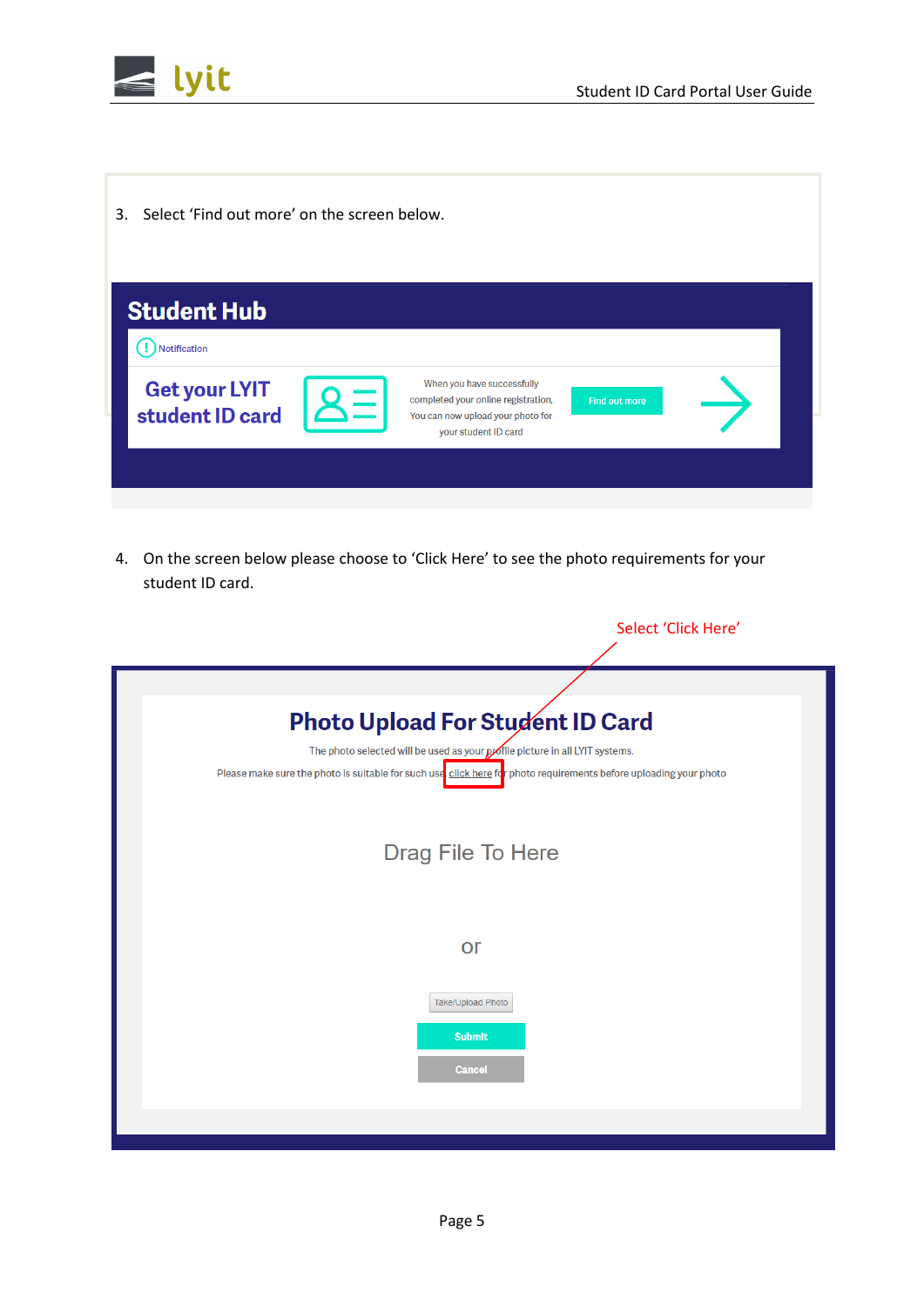3. Select 'Find out more' on the screen below.

**Student Hub**

Notification

**Get your LYIT student ID card**

When you have successfully completed your online registration, You can now upload your photo for your student ID card

Find out more

4. On the screen below please choose to 'Click Here' to see the photo requirements for your student ID card.

Select 'Click Here'

**Photo Upload For Student ID Card**

The photo selected will be used as your profile picture in all LYIT systems.

Please make sure the photo is suitable for such use click here for photo requirements before uploading your photo

Drag File To Here

or

Take/Upload Photo

Submit

Cancel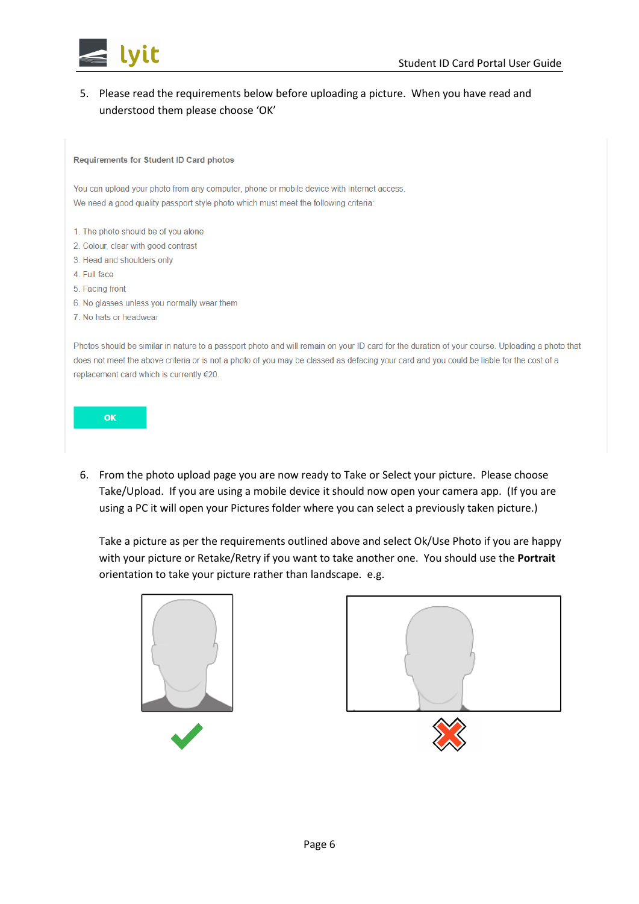5. Please read the requirements below before uploading a picture. When you have read and understood them please choose 'OK'

**Requirements for Student ID Card photos**

You can upload your photo from any computer, phone or mobile device with Internet access.
We need a good quality passport style photo which must meet the following criteria:

1. The photo should be of you alone
2. Colour, clear with good contrast
3. Head and shoulders only
4. Full face
5. Facing front
6. No glasses unless you normally wear them
7. No hats or headwear

Photos should be similar in nature to a passport photo and will remain on your ID card for the duration of your course. Uploading a photo that does not meet the above criteria or is not a photo of you may be classed as defacing your card and you could be liable for the cost of a replacement card which is currently €20.

OK

6. From the photo upload page you are now ready to Take or Select your picture. Please choose Take/Upload. If you are using a mobile device it should now open your camera app. (If you are using a PC it will open your Pictures folder where you can select a previously taken picture.)

   Take a picture as per the requirements outlined above and select Ok/Use Photo if you are happy with your picture or Retake/Retry if you want to take another one. You should use the **Portrait** orientation to take your picture rather than landscape. e.g.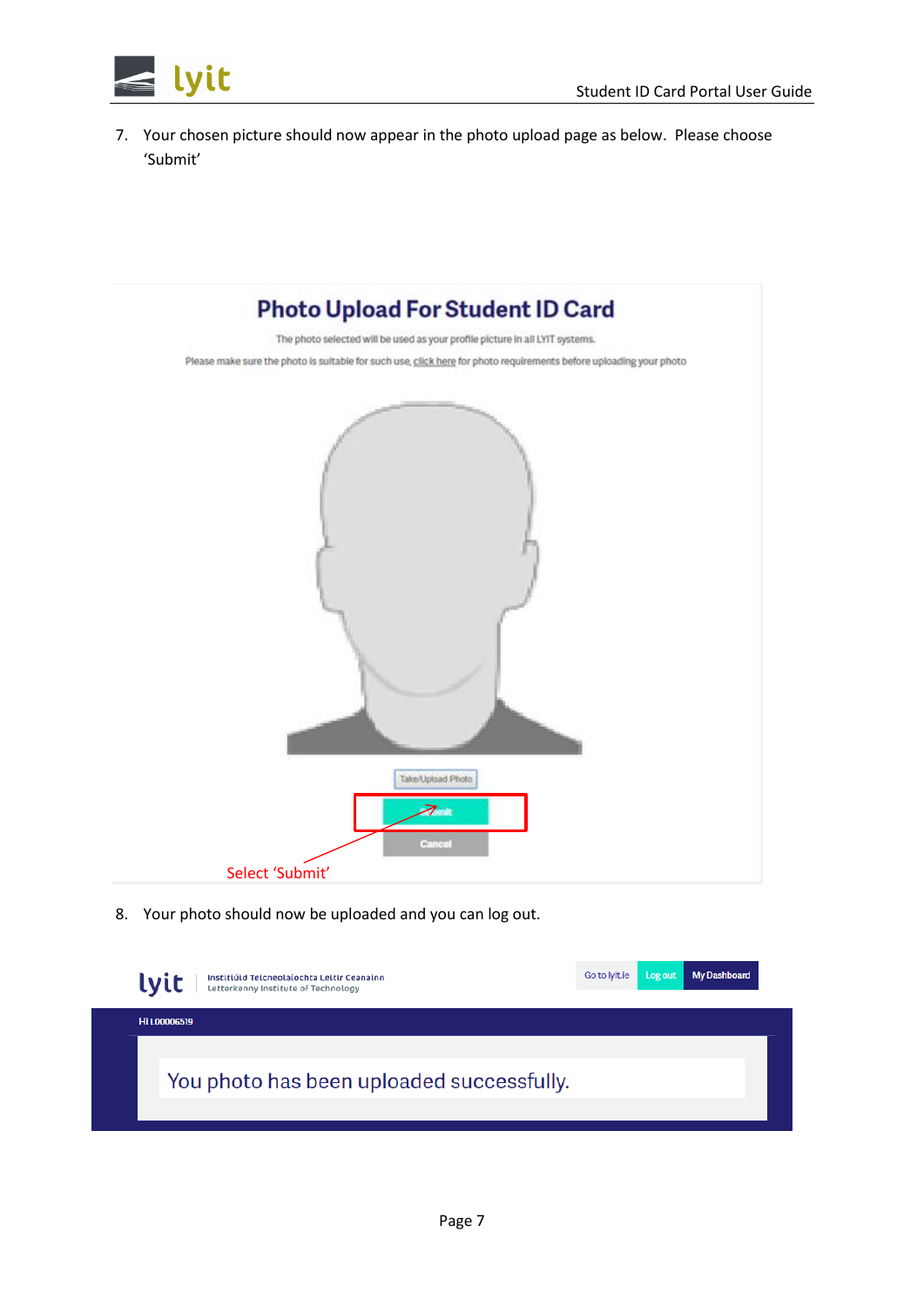7. Your chosen picture should now appear in the photo upload page as below. Please choose 'Submit'

Photo Upload For Student ID Card

The photo selected will be used as your profile picture in all LYIT systems.

Please make sure the photo is suitable for such use, click here for photo requirements before uploading your photo

Take/Upload Photo

Submit

Cancel

Select 'Submit'

8. Your photo should now be uploaded and you can log out.

lyit | Institiúid Teicneolaíochta Leitir Ceanainn Letterkenny Institute of Technology

Go to lyit.ie | Log out | My Dashboard

Hi L00006519

You photo has been uploaded successfully.